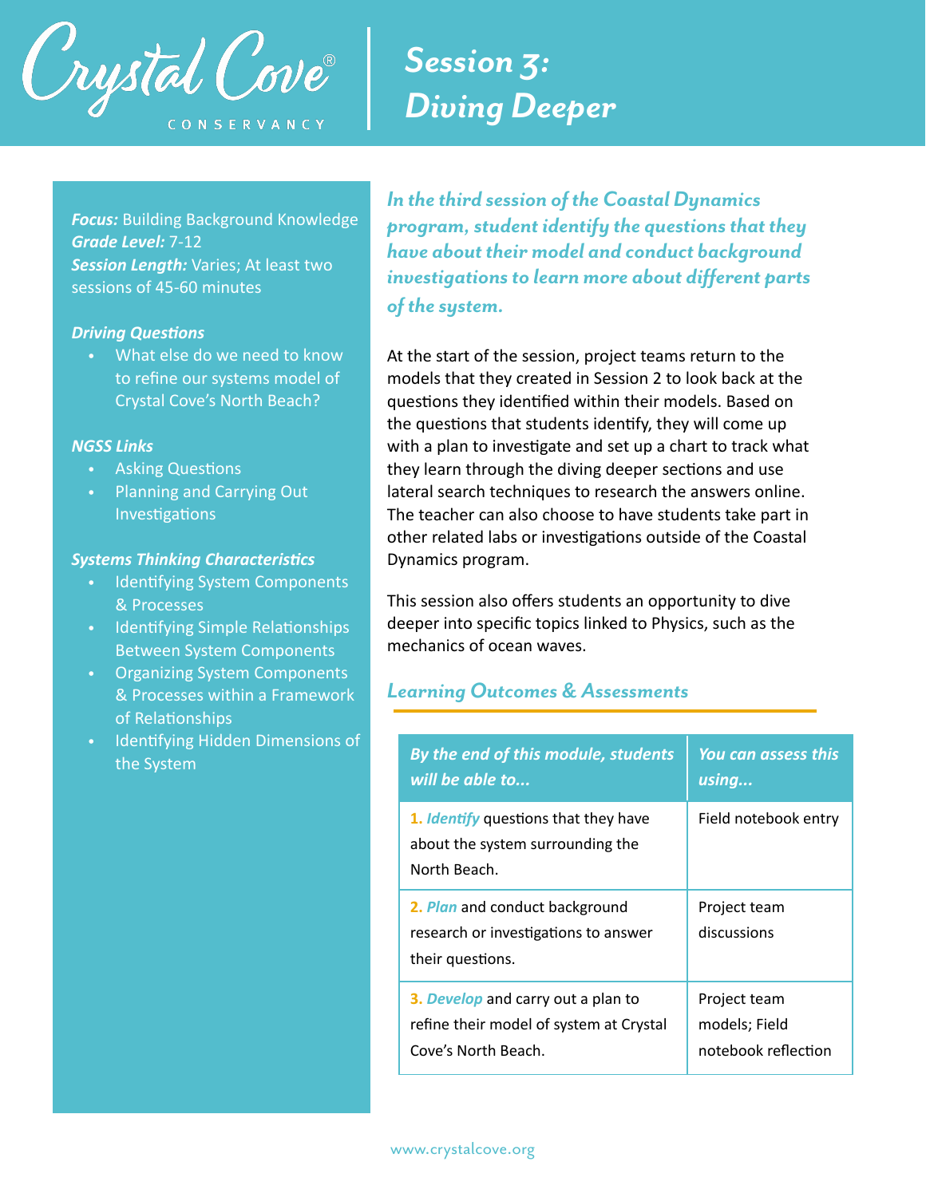Crystal Cove® CONSERVANCY

# Session 3: Diving Deeper

***Focus:*** Building Background Knowledge
***Grade Level:*** 7-12
***Session Length:*** Varies; At least two sessions of 45-60 minutes

***Driving Questions***

- What else do we need to know to refine our systems model of Crystal Cove's North Beach?

***NGSS Links***

- Asking Questions
- Planning and Carrying Out Investigations

***Systems Thinking Characteristics***

- Identifying System Components & Processes
- Identifying Simple Relationships Between System Components
- Organizing System Components & Processes within a Framework of Relationships
- Identifying Hidden Dimensions of the System

***In the third session of the Coastal Dynamics program, student identify the questions that they have about their model and conduct background investigations to learn more about different parts of the system.***

At the start of the session, project teams return to the models that they created in Session 2 to look back at the questions they identified within their models. Based on the questions that students identify, they will come up with a plan to investigate and set up a chart to track what they learn through the diving deeper sections and use lateral search techniques to research the answers online. The teacher can also choose to have students take part in other related labs or investigations outside of the Coastal Dynamics program.

This session also offers students an opportunity to dive deeper into specific topics linked to Physics, such as the mechanics of ocean waves.

## Learning Outcomes & Assessments

| *By the end of this module, students will be able to...* | *You can assess this using...* |
| --- | --- |
| 1. *Identify* questions that they have about the system surrounding the North Beach. | Field notebook entry |
| 2. *Plan* and conduct background research or investigations to answer their questions. | Project team discussions |
| 3. *Develop* and carry out a plan to refine their model of system at Crystal Cove's North Beach. | Project team models; Field notebook reflection |

www.crystalcove.org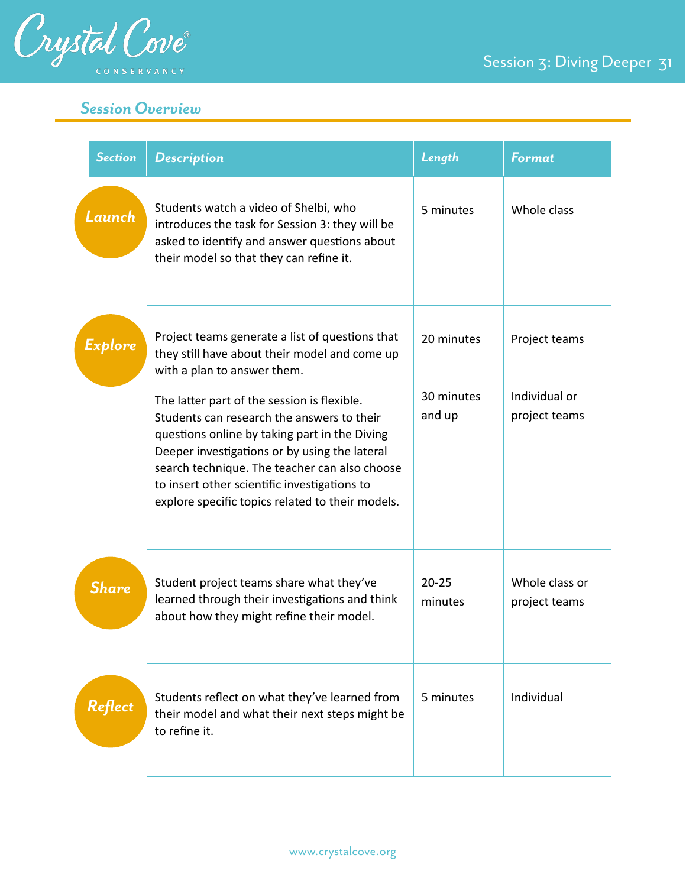## Session Overview

| Section | Description | Length | Format |
|---|---|---|---|
| Launch | Students watch a video of Shelbi, who introduces the task for Session 3: they will be asked to identify and answer questions about their model so that they can refine it. | 5 minutes | Whole class |
| Explore | Project teams generate a list of questions that they still have about their model and come up with a plan to answer them. | 20 minutes | Project teams |
| | The latter part of the session is flexible. Students can research the answers to their questions online by taking part in the Diving Deeper investigations or by using the lateral search technique. The teacher can also choose to insert other scientific investigations to explore specific topics related to their models. | 30 minutes and up | Individual or project teams |
| Share | Student project teams share what they've learned through their investigations and think about how they might refine their model. | 20-25 minutes | Whole class or project teams |
| Reflect | Students reflect on what they've learned from their model and what their next steps might be to refine it. | 5 minutes | Individual |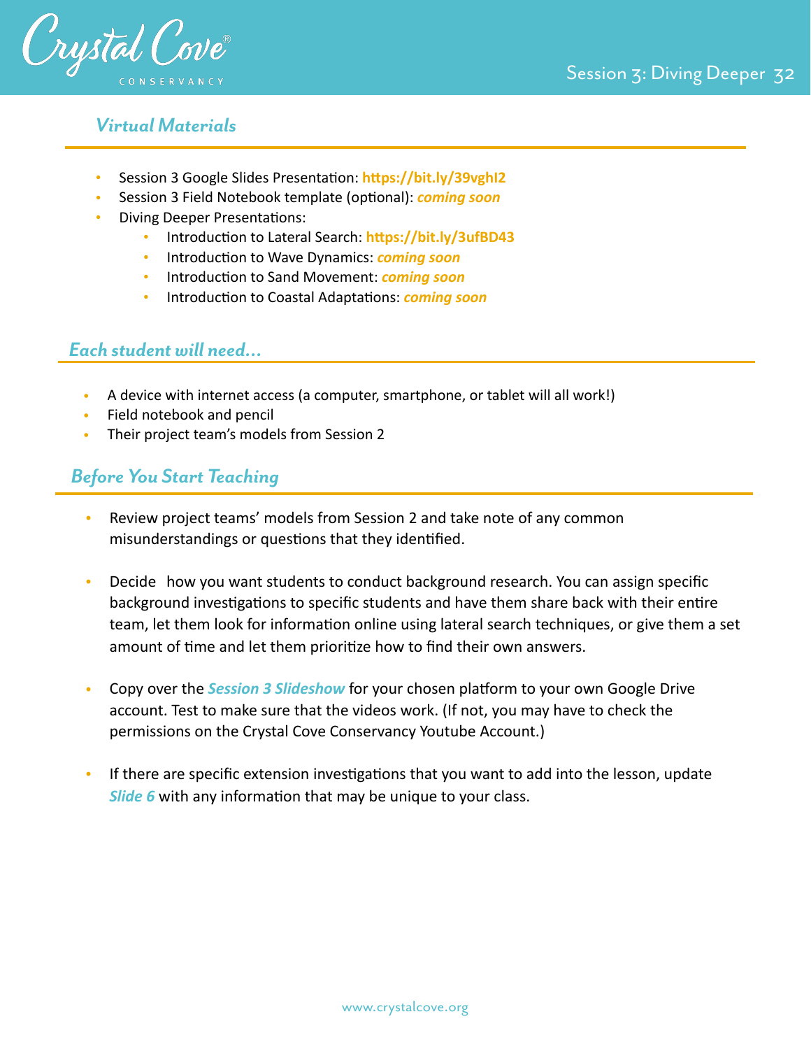## *Virtual Materials*

- Session 3 Google Slides Presentation: **https://bit.ly/39vghI2**
- Session 3 Field Notebook template (optional): ***coming soon***
- Diving Deeper Presentations:
  - Introduction to Lateral Search: **https://bit.ly/3ufBD43**
  - Introduction to Wave Dynamics: ***coming soon***
  - Introduction to Sand Movement: ***coming soon***
  - Introduction to Coastal Adaptations: ***coming soon***

## *Each student will need...*

- A device with internet access (a computer, smartphone, or tablet will all work!)
- Field notebook and pencil
- Their project team's models from Session 2

## *Before You Start Teaching*

- Review project teams' models from Session 2 and take note of any common misunderstandings or questions that they identified.
- Decide how you want students to conduct background research. You can assign specific background investigations to specific students and have them share back with their entire team, let them look for information online using lateral search techniques, or give them a set amount of time and let them prioritize how to find their own answers.
- Copy over the ***Session 3 Slideshow*** for your chosen platform to your own Google Drive account. Test to make sure that the videos work. (If not, you may have to check the permissions on the Crystal Cove Conservancy Youtube Account.)
- If there are specific extension investigations that you want to add into the lesson, update ***Slide 6*** with any information that may be unique to your class.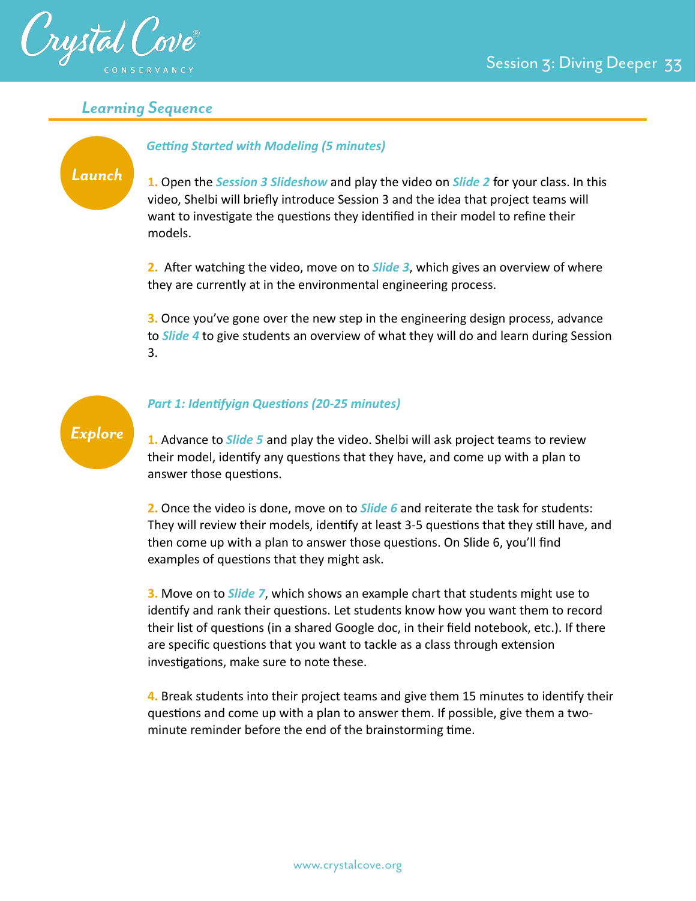## Learning Sequence

**Launch**

### *Getting Started with Modeling (5 minutes)*

1. Open the ***Session 3 Slideshow*** and play the video on ***Slide 2*** for your class. In this video, Shelbi will briefly introduce Session 3 and the idea that project teams will want to investigate the questions they identified in their model to refine their models.

2. After watching the video, move on to ***Slide 3***, which gives an overview of where they are currently at in the environmental engineering process.

3. Once you've gone over the new step in the engineering design process, advance to ***Slide 4*** to give students an overview of what they will do and learn during Session 3.

**Explore**

### *Part 1: Identifyign Questions (20-25 minutes)*

1. Advance to ***Slide 5*** and play the video. Shelbi will ask project teams to review their model, identify any questions that they have, and come up with a plan to answer those questions.

2. Once the video is done, move on to ***Slide 6*** and reiterate the task for students: They will review their models, identify at least 3-5 questions that they still have, and then come up with a plan to answer those questions. On Slide 6, you'll find examples of questions that they might ask.

3. Move on to ***Slide 7***, which shows an example chart that students might use to identify and rank their questions. Let students know how you want them to record their list of questions (in a shared Google doc, in their field notebook, etc.). If there are specific questions that you want to tackle as a class through extension investigations, make sure to note these.

4. Break students into their project teams and give them 15 minutes to identify their questions and come up with a plan to answer them. If possible, give them a two-minute reminder before the end of the brainstorming time.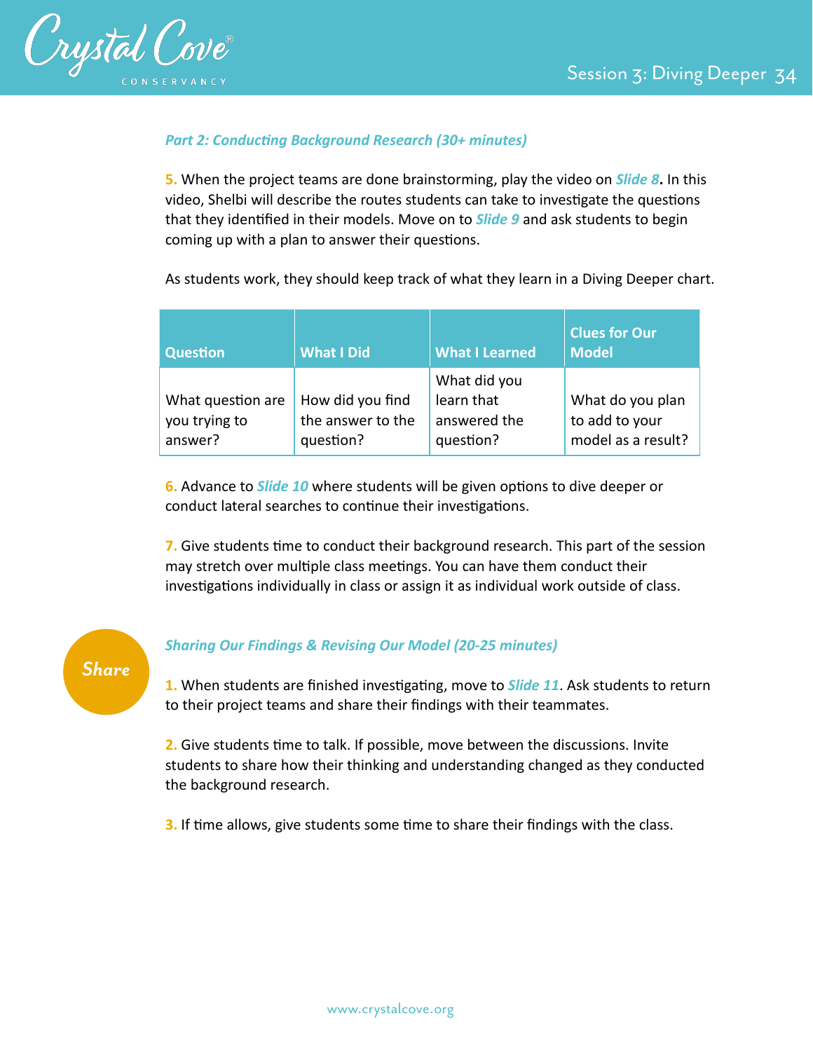*Part 2: Conducting Background Research (30+ minutes)*

**5.** When the project teams are done brainstorming, play the video on ***Slide 8*****.** In this video, Shelbi will describe the routes students can take to investigate the questions that they identified in their models. Move on to ***Slide 9*** and ask students to begin coming up with a plan to answer their questions.

As students work, they should keep track of what they learn in a Diving Deeper chart.

| Question | What I Did | What I Learned | Clues for Our Model |
|---|---|---|---|
| What question are you trying to answer? | How did you find the answer to the question? | What did you learn that answered the question? | What do you plan to add to your model as a result? |

**6.** Advance to ***Slide 10*** where students will be given options to dive deeper or conduct lateral searches to continue their investigations.

**7.** Give students time to conduct their background research. This part of the session may stretch over multiple class meetings. You can have them conduct their investigations individually in class or assign it as individual work outside of class.

**Share**

*Sharing Our Findings & Revising Our Model (20-25 minutes)*

**1.** When students are finished investigating, move to ***Slide 11***. Ask students to return to their project teams and share their findings with their teammates.

**2.** Give students time to talk. If possible, move between the discussions. Invite students to share how their thinking and understanding changed as they conducted the background research.

**3.** If time allows, give students some time to share their findings with the class.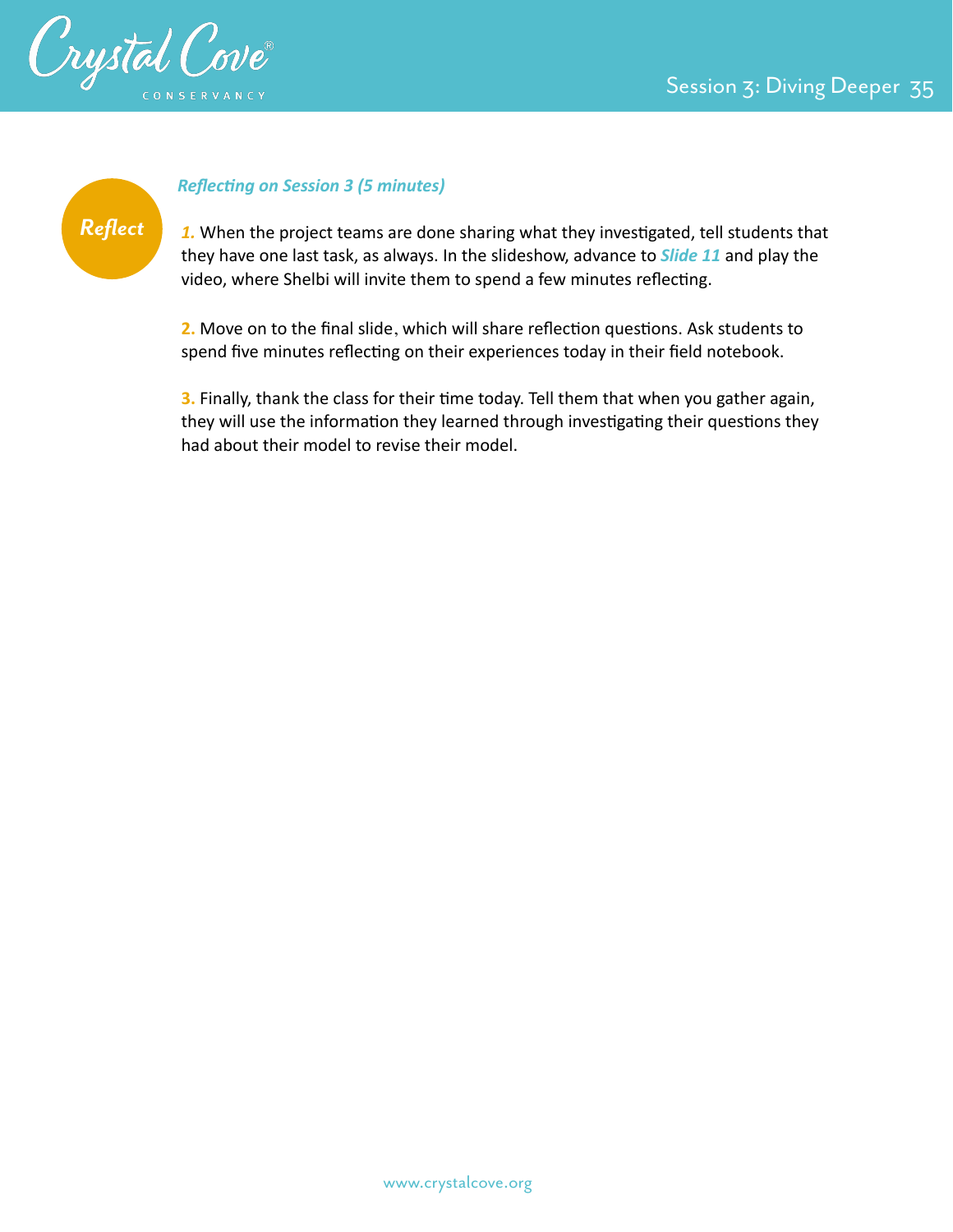**Reflect**

***Reflecting on Session 3 (5 minutes)***

**1.** When the project teams are done sharing what they investigated, tell students that they have one last task, as always. In the slideshow, advance to ***Slide 11*** and play the video, where Shelbi will invite them to spend a few minutes reflecting.

**2.** Move on to the final slide, which will share reflection questions. Ask students to spend five minutes reflecting on their experiences today in their field notebook.

**3.** Finally, thank the class for their time today. Tell them that when you gather again, they will use the information they learned through investigating their questions they had about their model to revise their model.